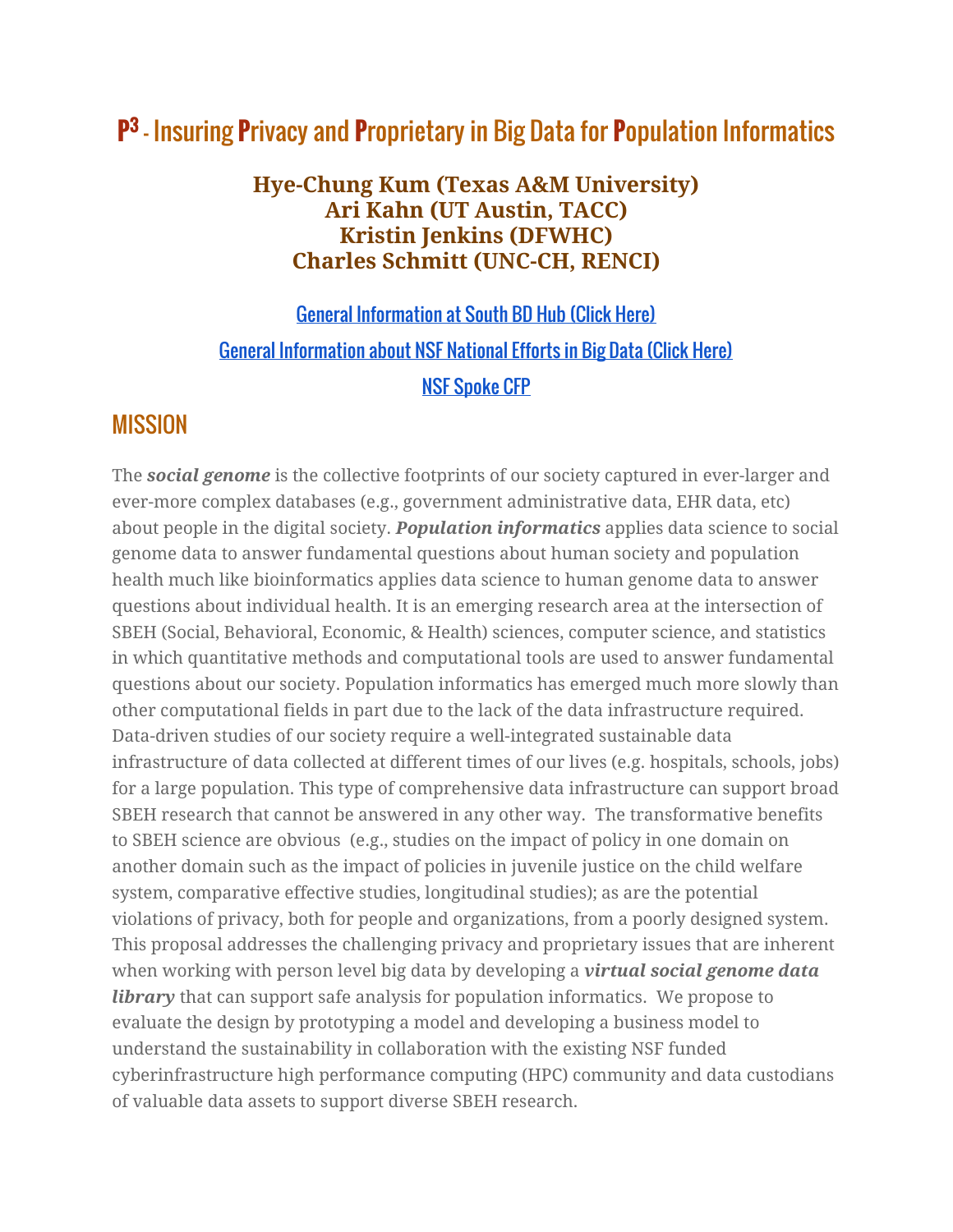# P[3] - Insuring Privacy and Proprietary in Big Data for Population Informatics

**Hye-Chung Kum (Texas A&M University)**
**Ari Kahn (UT Austin, TACC)**
**Kristin Jenkins (DFWHC)**
**Charles Schmitt (UNC-CH, RENCI)**

General Information at South BD Hub (Click Here)

General Information about NSF National Efforts in Big Data (Click Here)

NSF Spoke CFP

## MISSION

The ***social genome*** is the collective footprints of our society captured in ever-larger and ever-more complex databases (e.g., government administrative data, EHR data, etc) about people in the digital society. ***Population informatics*** applies data science to social genome data to answer fundamental questions about human society and population health much like bioinformatics applies data science to human genome data to answer questions about individual health. It is an emerging research area at the intersection of SBEH (Social, Behavioral, Economic, & Health) sciences, computer science, and statistics in which quantitative methods and computational tools are used to answer fundamental questions about our society. Population informatics has emerged much more slowly than other computational fields in part due to the lack of the data infrastructure required. Data-driven studies of our society require a well-integrated sustainable data infrastructure of data collected at different times of our lives (e.g. hospitals, schools, jobs) for a large population. This type of comprehensive data infrastructure can support broad SBEH research that cannot be answered in any other way. The transformative benefits to SBEH science are obvious (e.g., studies on the impact of policy in one domain on another domain such as the impact of policies in juvenile justice on the child welfare system, comparative effective studies, longitudinal studies); as are the potential violations of privacy, both for people and organizations, from a poorly designed system. This proposal addresses the challenging privacy and proprietary issues that are inherent when working with person level big data by developing a ***virtual social genome data library*** that can support safe analysis for population informatics. We propose to evaluate the design by prototyping a model and developing a business model to understand the sustainability in collaboration with the existing NSF funded cyberinfrastructure high performance computing (HPC) community and data custodians of valuable data assets to support diverse SBEH research.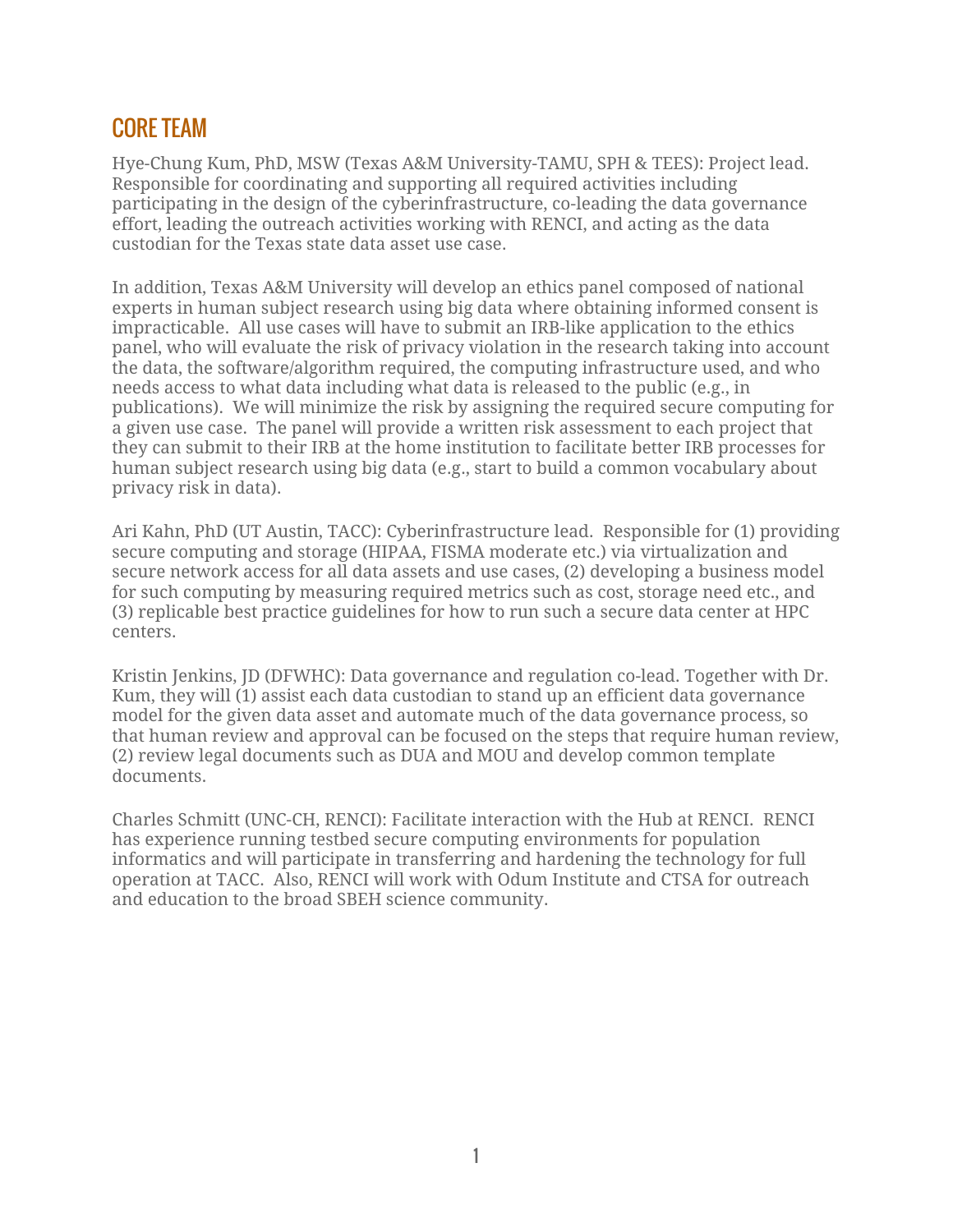# CORE TEAM

Hye-Chung Kum, PhD, MSW (Texas A&M University-TAMU, SPH & TEES): Project lead. Responsible for coordinating and supporting all required activities including participating in the design of the cyberinfrastructure, co-leading the data governance effort, leading the outreach activities working with RENCI, and acting as the data custodian for the Texas state data asset use case.

In addition, Texas A&M University will develop an ethics panel composed of national experts in human subject research using big data where obtaining informed consent is impracticable. All use cases will have to submit an IRB-like application to the ethics panel, who will evaluate the risk of privacy violation in the research taking into account the data, the software/algorithm required, the computing infrastructure used, and who needs access to what data including what data is released to the public (e.g., in publications). We will minimize the risk by assigning the required secure computing for a given use case. The panel will provide a written risk assessment to each project that they can submit to their IRB at the home institution to facilitate better IRB processes for human subject research using big data (e.g., start to build a common vocabulary about privacy risk in data).

Ari Kahn, PhD (UT Austin, TACC): Cyberinfrastructure lead. Responsible for (1) providing secure computing and storage (HIPAA, FISMA moderate etc.) via virtualization and secure network access for all data assets and use cases, (2) developing a business model for such computing by measuring required metrics such as cost, storage need etc., and (3) replicable best practice guidelines for how to run such a secure data center at HPC centers.

Kristin Jenkins, JD (DFWHC): Data governance and regulation co-lead. Together with Dr. Kum, they will (1) assist each data custodian to stand up an efficient data governance model for the given data asset and automate much of the data governance process, so that human review and approval can be focused on the steps that require human review, (2) review legal documents such as DUA and MOU and develop common template documents.

Charles Schmitt (UNC-CH, RENCI): Facilitate interaction with the Hub at RENCI. RENCI has experience running testbed secure computing environments for population informatics and will participate in transferring and hardening the technology for full operation at TACC. Also, RENCI will work with Odum Institute and CTSA for outreach and education to the broad SBEH science community.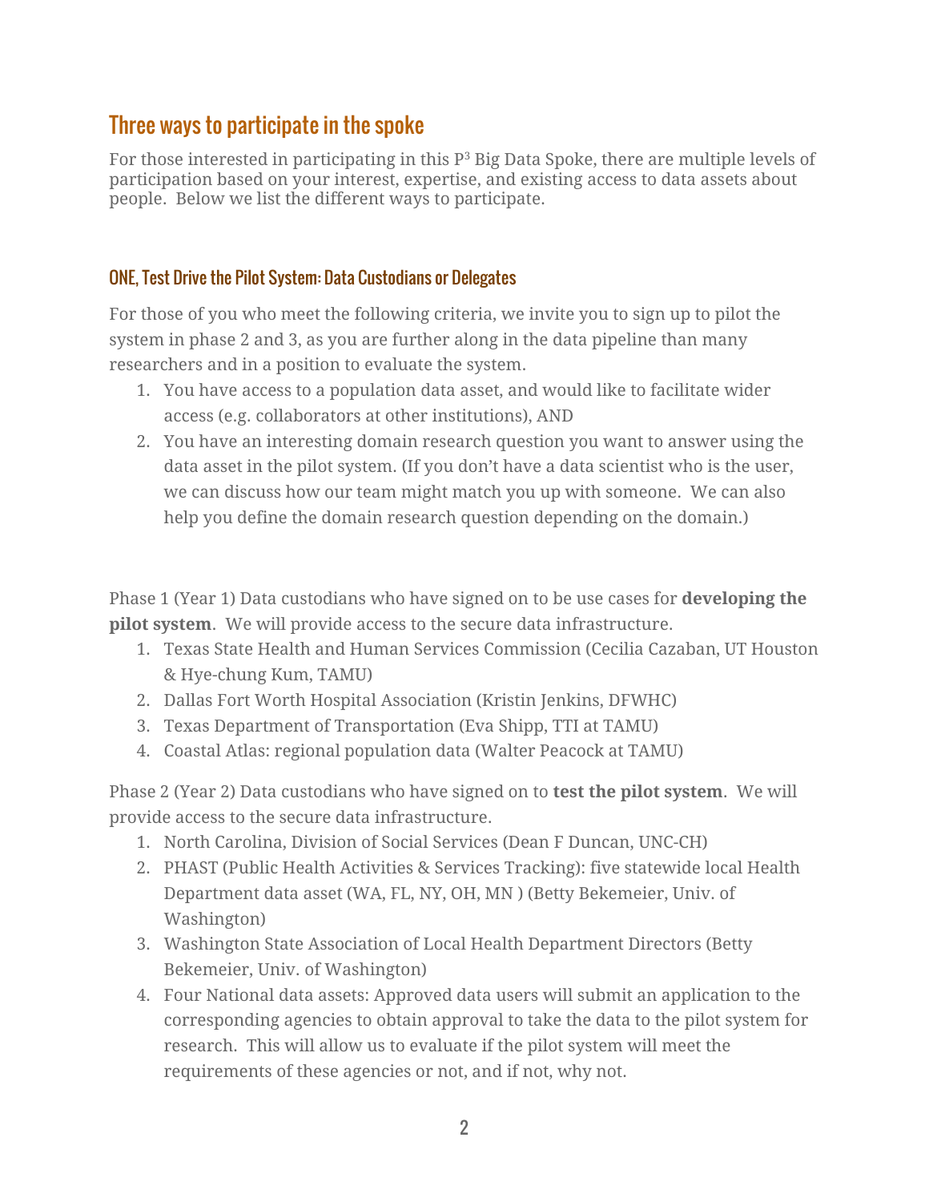## Three ways to participate in the spoke

For those interested in participating in this P$^3$ Big Data Spoke, there are multiple levels of participation based on your interest, expertise, and existing access to data assets about people. Below we list the different ways to participate.

### ONE, Test Drive the Pilot System: Data Custodians or Delegates

For those of you who meet the following criteria, we invite you to sign up to pilot the system in phase 2 and 3, as you are further along in the data pipeline than many researchers and in a position to evaluate the system.

1. You have access to a population data asset, and would like to facilitate wider access (e.g. collaborators at other institutions), AND
2. You have an interesting domain research question you want to answer using the data asset in the pilot system. (If you don't have a data scientist who is the user, we can discuss how our team might match you up with someone. We can also help you define the domain research question depending on the domain.)

Phase 1 (Year 1) Data custodians who have signed on to be use cases for **developing the pilot system**. We will provide access to the secure data infrastructure.

1. Texas State Health and Human Services Commission (Cecilia Cazaban, UT Houston & Hye-chung Kum, TAMU)
2. Dallas Fort Worth Hospital Association (Kristin Jenkins, DFWHC)
3. Texas Department of Transportation (Eva Shipp, TTI at TAMU)
4. Coastal Atlas: regional population data (Walter Peacock at TAMU)

Phase 2 (Year 2) Data custodians who have signed on to **test the pilot system**. We will provide access to the secure data infrastructure.

1. North Carolina, Division of Social Services (Dean F Duncan, UNC-CH)
2. PHAST (Public Health Activities & Services Tracking): five statewide local Health Department data asset (WA, FL, NY, OH, MN ) (Betty Bekemeier, Univ. of Washington)
3. Washington State Association of Local Health Department Directors (Betty Bekemeier, Univ. of Washington)
4. Four National data assets: Approved data users will submit an application to the corresponding agencies to obtain approval to take the data to the pilot system for research. This will allow us to evaluate if the pilot system will meet the requirements of these agencies or not, and if not, why not.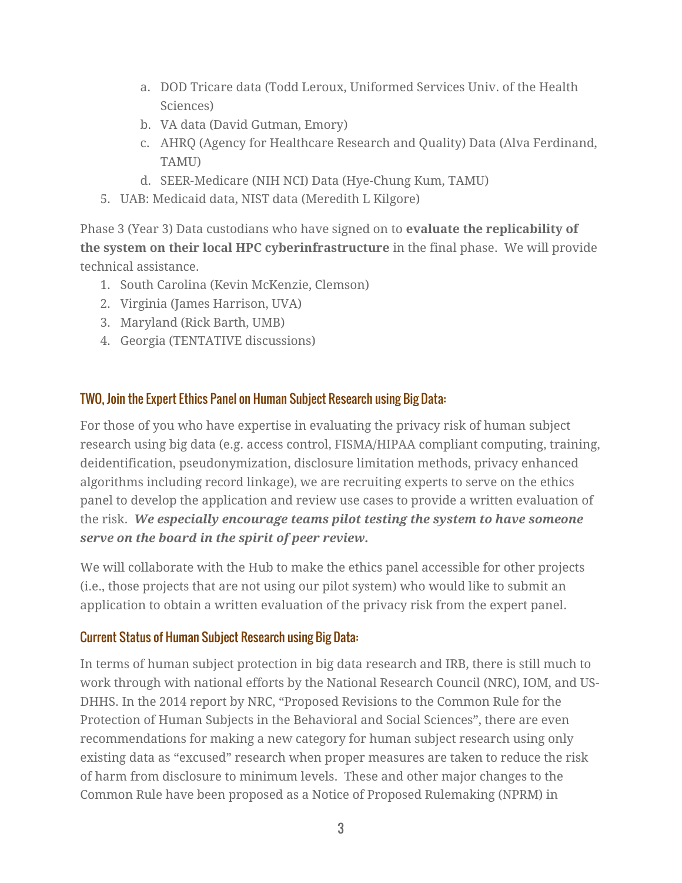a. DOD Tricare data (Todd Leroux, Uniformed Services Univ. of the Health Sciences)
   b. VA data (David Gutman, Emory)
   c. AHRQ (Agency for Healthcare Research and Quality) Data (Alva Ferdinand, TAMU)
   d. SEER-Medicare (NIH NCI) Data (Hye-Chung Kum, TAMU)
5. UAB: Medicaid data, NIST data (Meredith L Kilgore)

Phase 3 (Year 3) Data custodians who have signed on to **evaluate the replicability of the system on their local HPC cyberinfrastructure** in the final phase. We will provide technical assistance.

1. South Carolina (Kevin McKenzie, Clemson)
2. Virginia (James Harrison, UVA)
3. Maryland (Rick Barth, UMB)
4. Georgia (TENTATIVE discussions)

## TWO, Join the Expert Ethics Panel on Human Subject Research using Big Data:

For those of you who have expertise in evaluating the privacy risk of human subject research using big data (e.g. access control, FISMA/HIPAA compliant computing, training, deidentification, pseudonymization, disclosure limitation methods, privacy enhanced algorithms including record linkage), we are recruiting experts to serve on the ethics panel to develop the application and review use cases to provide a written evaluation of the risk. ***We especially encourage teams pilot testing the system to have someone serve on the board in the spirit of peer review.***

We will collaborate with the Hub to make the ethics panel accessible for other projects (i.e., those projects that are not using our pilot system) who would like to submit an application to obtain a written evaluation of the privacy risk from the expert panel.

## Current Status of Human Subject Research using Big Data:

In terms of human subject protection in big data research and IRB, there is still much to work through with national efforts by the National Research Council (NRC), IOM, and US-DHHS. In the 2014 report by NRC, "Proposed Revisions to the Common Rule for the Protection of Human Subjects in the Behavioral and Social Sciences", there are even recommendations for making a new category for human subject research using only existing data as "excused" research when proper measures are taken to reduce the risk of harm from disclosure to minimum levels. These and other major changes to the Common Rule have been proposed as a Notice of Proposed Rulemaking (NPRM) in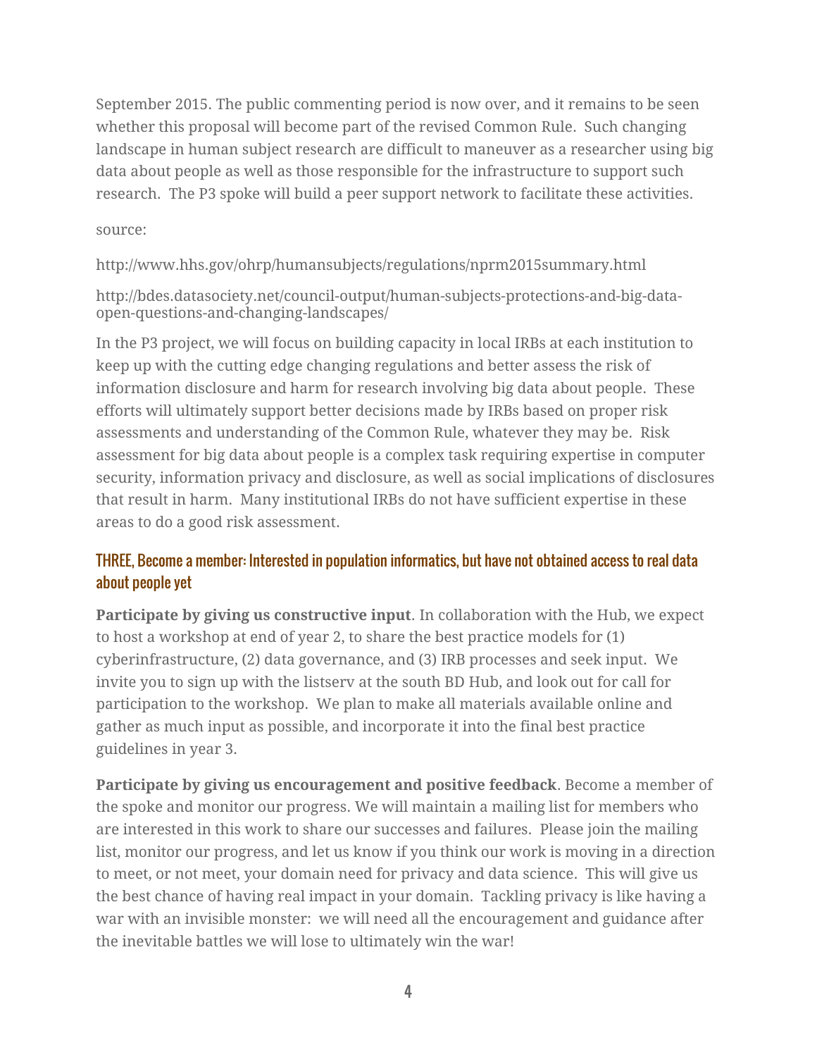September 2015. The public commenting period is now over, and it remains to be seen whether this proposal will become part of the revised Common Rule. Such changing landscape in human subject research are difficult to maneuver as a researcher using big data about people as well as those responsible for the infrastructure to support such research. The P3 spoke will build a peer support network to facilitate these activities.

source:

http://www.hhs.gov/ohrp/humansubjects/regulations/nprm2015summary.html

http://bdes.datasociety.net/council-output/human-subjects-protections-and-big-data-open-questions-and-changing-landscapes/

In the P3 project, we will focus on building capacity in local IRBs at each institution to keep up with the cutting edge changing regulations and better assess the risk of information disclosure and harm for research involving big data about people. These efforts will ultimately support better decisions made by IRBs based on proper risk assessments and understanding of the Common Rule, whatever they may be. Risk assessment for big data about people is a complex task requiring expertise in computer security, information privacy and disclosure, as well as social implications of disclosures that result in harm. Many institutional IRBs do not have sufficient expertise in these areas to do a good risk assessment.

### THREE, Become a member: Interested in population informatics, but have not obtained access to real data about people yet

**Participate by giving us constructive input**. In collaboration with the Hub, we expect to host a workshop at end of year 2, to share the best practice models for (1) cyberinfrastructure, (2) data governance, and (3) IRB processes and seek input. We invite you to sign up with the listserv at the south BD Hub, and look out for call for participation to the workshop. We plan to make all materials available online and gather as much input as possible, and incorporate it into the final best practice guidelines in year 3.

**Participate by giving us encouragement and positive feedback**. Become a member of the spoke and monitor our progress. We will maintain a mailing list for members who are interested in this work to share our successes and failures. Please join the mailing list, monitor our progress, and let us know if you think our work is moving in a direction to meet, or not meet, your domain need for privacy and data science. This will give us the best chance of having real impact in your domain. Tackling privacy is like having a war with an invisible monster: we will need all the encouragement and guidance after the inevitable battles we will lose to ultimately win the war!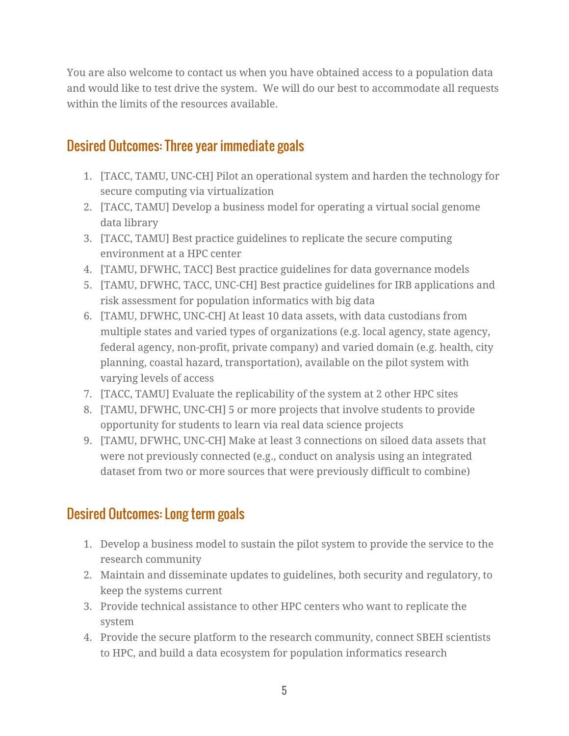You are also welcome to contact us when you have obtained access to a population data and would like to test drive the system. We will do our best to accommodate all requests within the limits of the resources available.

## Desired Outcomes: Three year immediate goals

1. [TACC, TAMU, UNC-CH] Pilot an operational system and harden the technology for secure computing via virtualization
2. [TACC, TAMU] Develop a business model for operating a virtual social genome data library
3. [TACC, TAMU] Best practice guidelines to replicate the secure computing environment at a HPC center
4. [TAMU, DFWHC, TACC] Best practice guidelines for data governance models
5. [TAMU, DFWHC, TACC, UNC-CH] Best practice guidelines for IRB applications and risk assessment for population informatics with big data
6. [TAMU, DFWHC, UNC-CH] At least 10 data assets, with data custodians from multiple states and varied types of organizations (e.g. local agency, state agency, federal agency, non-profit, private company) and varied domain (e.g. health, city planning, coastal hazard, transportation), available on the pilot system with varying levels of access
7. [TACC, TAMU] Evaluate the replicability of the system at 2 other HPC sites
8. [TAMU, DFWHC, UNC-CH] 5 or more projects that involve students to provide opportunity for students to learn via real data science projects
9. [TAMU, DFWHC, UNC-CH] Make at least 3 connections on siloed data assets that were not previously connected (e.g., conduct on analysis using an integrated dataset from two or more sources that were previously difficult to combine)

## Desired Outcomes: Long term goals

1. Develop a business model to sustain the pilot system to provide the service to the research community
2. Maintain and disseminate updates to guidelines, both security and regulatory, to keep the systems current
3. Provide technical assistance to other HPC centers who want to replicate the system
4. Provide the secure platform to the research community, connect SBEH scientists to HPC, and build a data ecosystem for population informatics research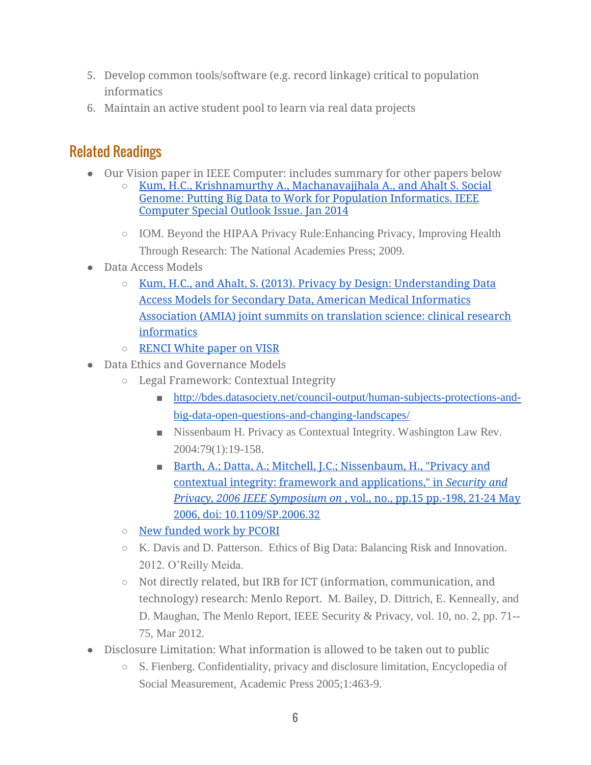5. Develop common tools/software (e.g. record linkage) critical to population informatics
6. Maintain an active student pool to learn via real data projects

## Related Readings

- Our Vision paper in IEEE Computer: includes summary for other papers below
  - Kum, H.C., Krishnamurthy A., Machanavajjhala A., and Ahalt S. Social Genome: Putting Big Data to Work for Population Informatics. IEEE Computer Special Outlook Issue. Jan 2014
  - IOM. Beyond the HIPAA Privacy Rule:Enhancing Privacy, Improving Health Through Research: The National Academies Press; 2009.
- Data Access Models
  - Kum, H.C., and Ahalt, S. (2013). Privacy by Design: Understanding Data Access Models for Secondary Data, American Medical Informatics Association (AMIA) joint summits on translation science: clinical research informatics
  - RENCI White paper on VISR
- Data Ethics and Governance Models
  - Legal Framework: Contextual Integrity
    - http://bdes.datasociety.net/council-output/human-subjects-protections-and-big-data-open-questions-and-changing-landscapes/
    - Nissenbaum H. Privacy as Contextual Integrity. Washington Law Rev. 2004:79(1):19-158.
    - Barth, A.; Datta, A.; Mitchell, J.C.; Nissenbaum, H., "Privacy and contextual integrity: framework and applications," in *Security and Privacy, 2006 IEEE Symposium on* , vol., no., pp.15 pp.-198, 21-24 May 2006, doi: 10.1109/SP.2006.32
  - New funded work by PCORI
  - K. Davis and D. Patterson. Ethics of Big Data: Balancing Risk and Innovation. 2012. O'Reilly Meida.
  - Not directly related, but IRB for ICT (information, communication, and technology) research: Menlo Report. M. Bailey, D. Dittrich, E. Kenneally, and D. Maughan, The Menlo Report, IEEE Security & Privacy, vol. 10, no. 2, pp. 71--75, Mar 2012.
- Disclosure Limitation: What information is allowed to be taken out to public
  - S. Fienberg. Confidentiality, privacy and disclosure limitation, Encyclopedia of Social Measurement, Academic Press 2005;1:463-9.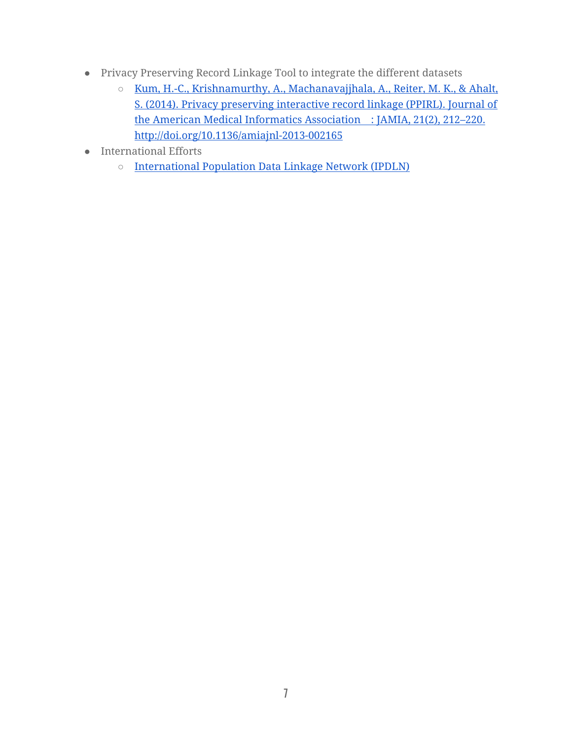- Privacy Preserving Record Linkage Tool to integrate the different datasets
    - Kum, H.-C., Krishnamurthy, A., Machanavajjhala, A., Reiter, M. K., & Ahalt, S. (2014). Privacy preserving interactive record linkage (PPIRL). Journal of the American Medical Informatics Association : JAMIA, 21(2), 212–220. http://doi.org/10.1136/amiajnl-2013-002165
- International Efforts
    - International Population Data Linkage Network (IPDLN)